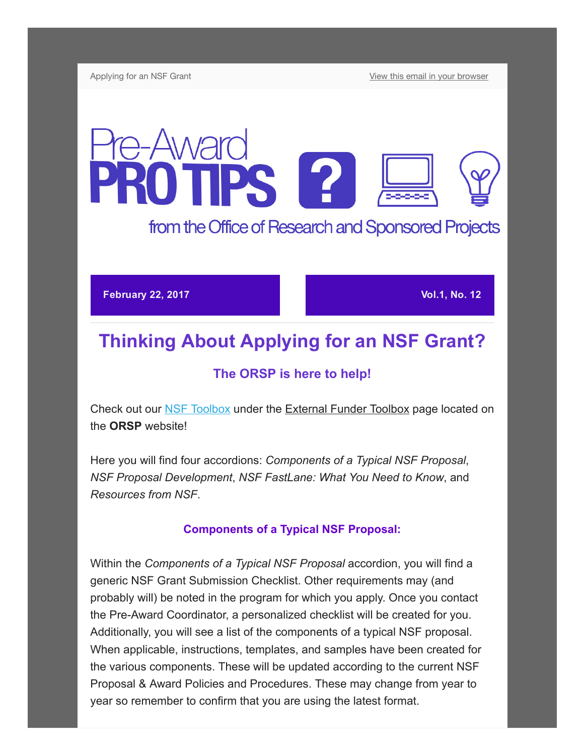Applying for an NSF Grant | View this email in your browser

# Pre-Award PRO TIPS

from the Office of Research and Sponsored Projects

**February 22, 2017** | **Vol.1, No. 12**

## Thinking About Applying for an NSF Grant?

### The ORSP is here to help!

Check out our NSF Toolbox under the External Funder Toolbox page located on the **ORSP** website!

Here you will find four accordions: *Components of a Typical NSF Proposal*, *NSF Proposal Development*, *NSF FastLane: What You Need to Know*, and *Resources from NSF*.

#### Components of a Typical NSF Proposal:

Within the *Components of a Typical NSF Proposal* accordion, you will find a generic NSF Grant Submission Checklist. Other requirements may (and probably will) be noted in the program for which you apply. Once you contact the Pre-Award Coordinator, a personalized checklist will be created for you. Additionally, you will see a list of the components of a typical NSF proposal. When applicable, instructions, templates, and samples have been created for the various components. These will be updated according to the current NSF Proposal & Award Policies and Procedures. These may change from year to year so remember to confirm that you are using the latest format.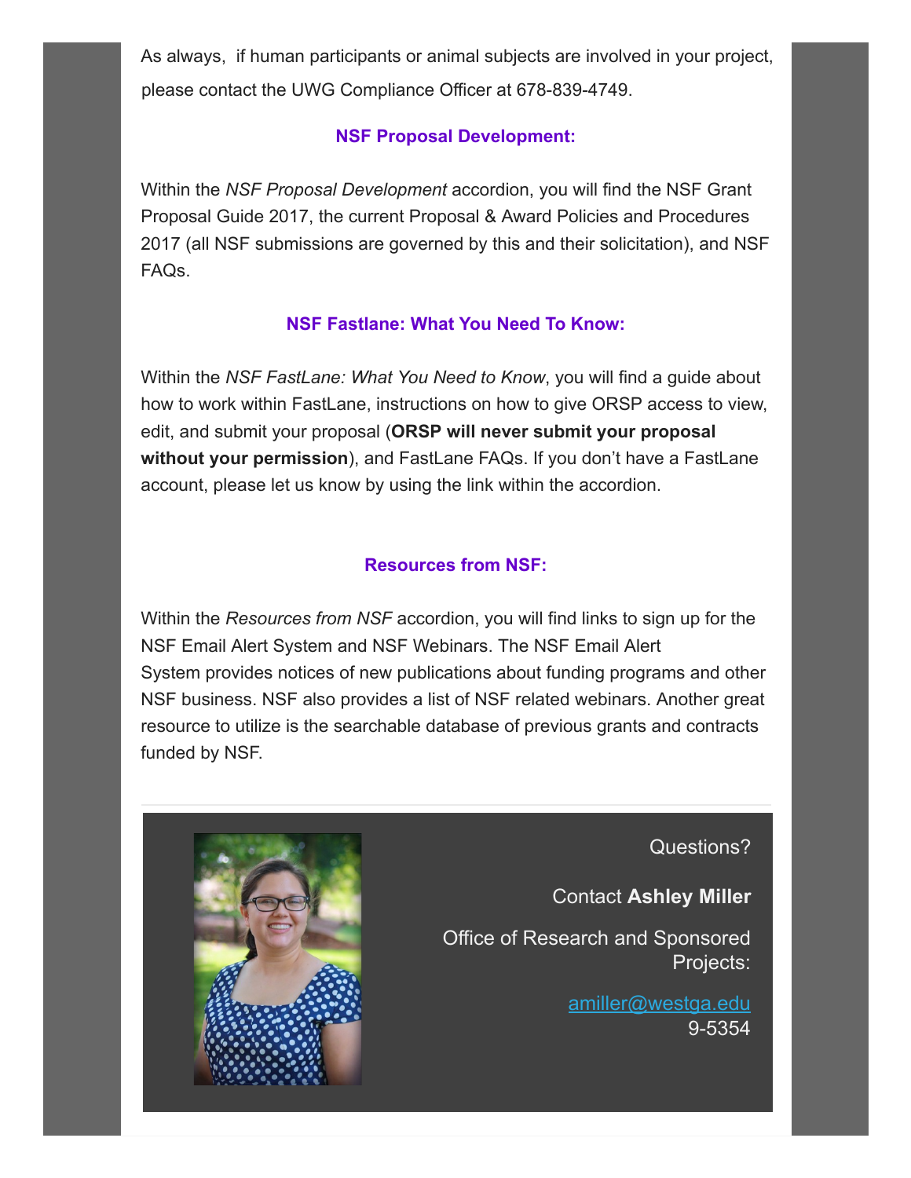As always, if human participants or animal subjects are involved in your project, please contact the UWG Compliance Officer at 678-839-4749.

### NSF Proposal Development:

Within the *NSF Proposal Development* accordion, you will find the NSF Grant Proposal Guide 2017, the current Proposal & Award Policies and Procedures 2017 (all NSF submissions are governed by this and their solicitation), and NSF FAQs.

### NSF Fastlane: What You Need To Know:

Within the *NSF FastLane: What You Need to Know*, you will find a guide about how to work within FastLane, instructions on how to give ORSP access to view, edit, and submit your proposal (**ORSP will never submit your proposal without your permission**), and FastLane FAQs. If you don't have a FastLane account, please let us know by using the link within the accordion.

### Resources from NSF:

Within the *Resources from NSF* accordion, you will find links to sign up for the NSF Email Alert System and NSF Webinars. The NSF Email Alert System provides notices of new publications about funding programs and other NSF business. NSF also provides a list of NSF related webinars. Another great resource to utilize is the searchable database of previous grants and contracts funded by NSF.

---

Questions?

Contact **Ashley Miller**

Office of Research and Sponsored Projects:

amiller@westga.edu
9-5354